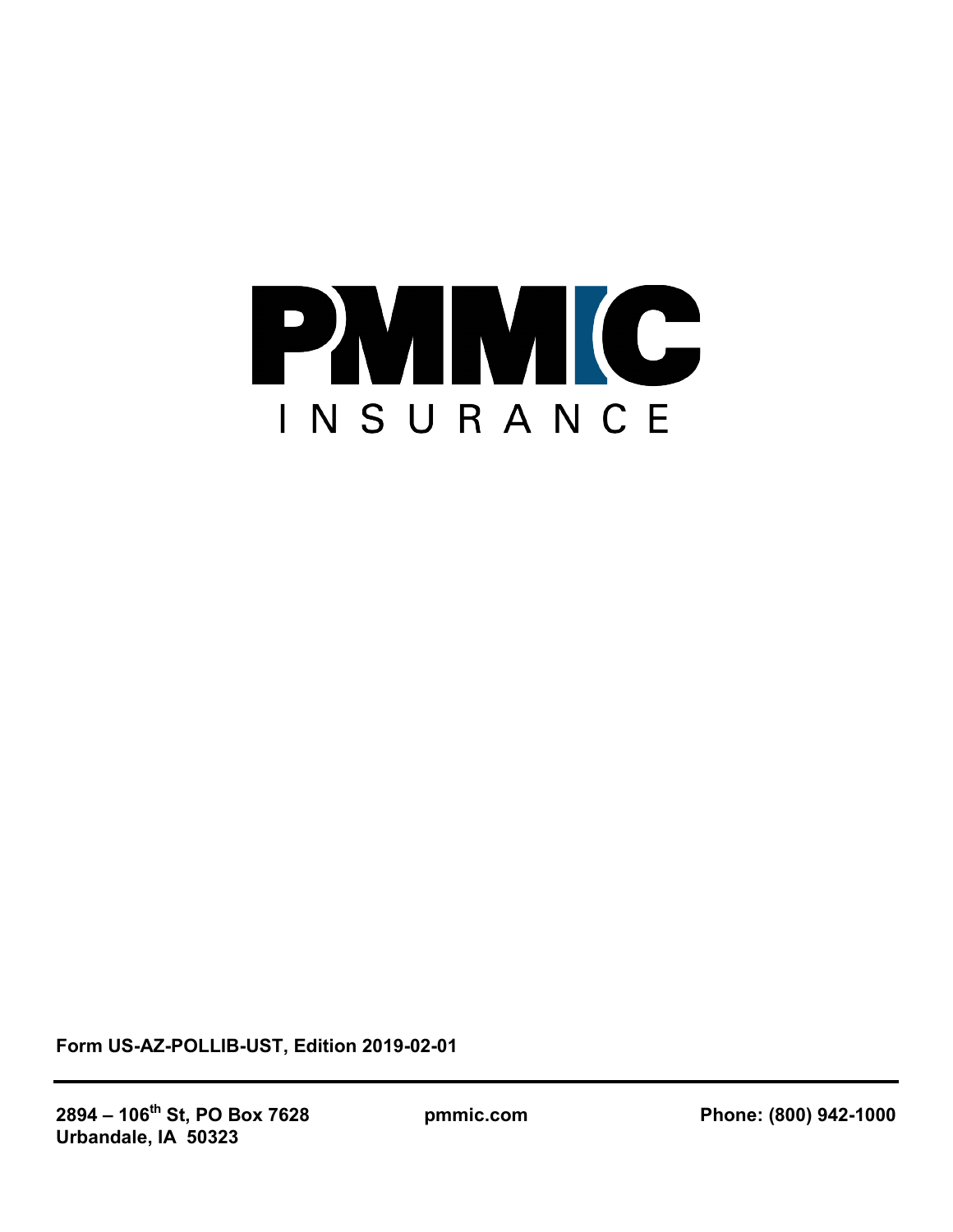# PMMIC

INSURANCE

**Form US-AZ-POLLIB-UST, Edition 2019-02-01**

---

**2894 – 106th St, PO Box 7628**
**Urbandale, IA 50323**

**pmmic.com**

**Phone: (800) 942-1000**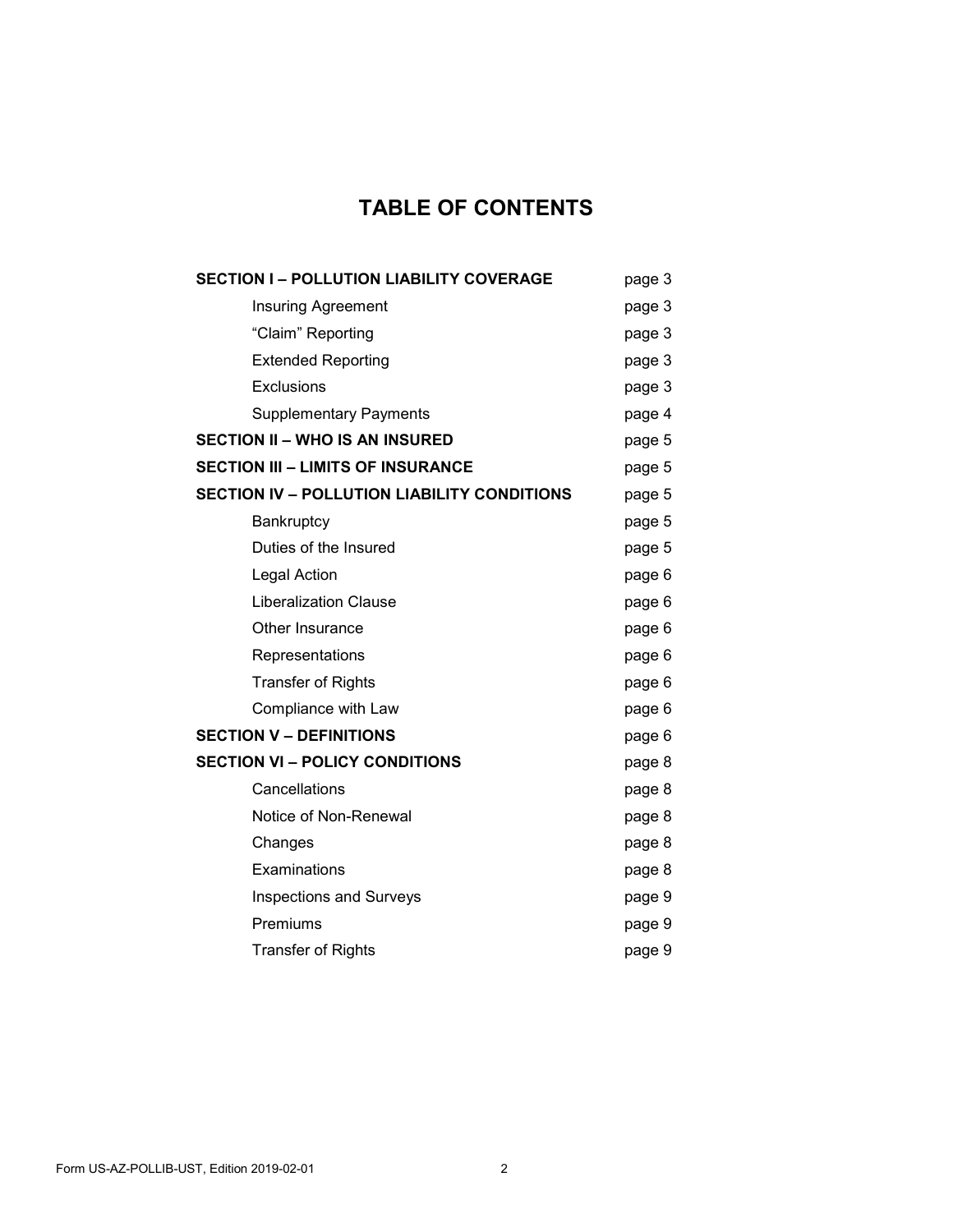# TABLE OF CONTENTS

| | |
|---|---|
| **SECTION I – POLLUTION LIABILITY COVERAGE** | page 3 |
| Insuring Agreement | page 3 |
| “Claim” Reporting | page 3 |
| Extended Reporting | page 3 |
| Exclusions | page 3 |
| Supplementary Payments | page 4 |
| **SECTION II – WHO IS AN INSURED** | page 5 |
| **SECTION III – LIMITS OF INSURANCE** | page 5 |
| **SECTION IV – POLLUTION LIABILITY CONDITIONS** | page 5 |
| Bankruptcy | page 5 |
| Duties of the Insured | page 5 |
| Legal Action | page 6 |
| Liberalization Clause | page 6 |
| Other Insurance | page 6 |
| Representations | page 6 |
| Transfer of Rights | page 6 |
| Compliance with Law | page 6 |
| **SECTION V – DEFINITIONS** | page 6 |
| **SECTION VI – POLICY CONDITIONS** | page 8 |
| Cancellations | page 8 |
| Notice of Non-Renewal | page 8 |
| Changes | page 8 |
| Examinations | page 8 |
| Inspections and Surveys | page 9 |
| Premiums | page 9 |
| Transfer of Rights | page 9 |

Form US-AZ-POLLIB-UST, Edition 2019-02-01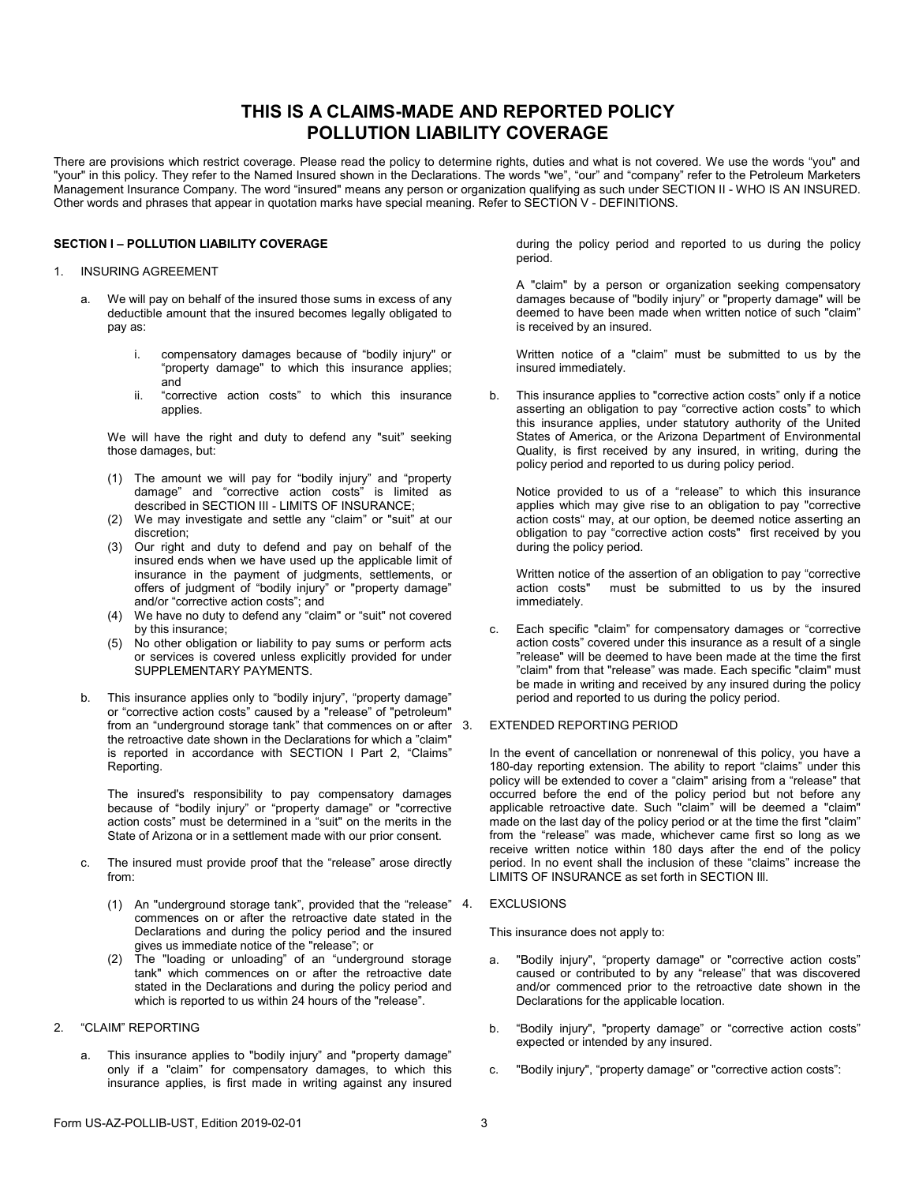# THIS IS A CLAIMS-MADE AND REPORTED POLICY
# POLLUTION LIABILITY COVERAGE

There are provisions which restrict coverage. Please read the policy to determine rights, duties and what is not covered. We use the words "you" and "your" in this policy. They refer to the Named Insured shown in the Declarations. The words "we", "our" and "company" refer to the Petroleum Marketers Management Insurance Company. The word "insured" means any person or organization qualifying as such under SECTION II - WHO IS AN INSURED. Other words and phrases that appear in quotation marks have special meaning. Refer to SECTION V - DEFINITIONS.

**SECTION I – POLLUTION LIABILITY COVERAGE**

1. INSURING AGREEMENT

   a. We will pay on behalf of the insured those sums in excess of any deductible amount that the insured becomes legally obligated to pay as:

      i. compensatory damages because of "bodily injury" or "property damage" to which this insurance applies; and
      ii. "corrective action costs" to which this insurance applies.

      We will have the right and duty to defend any "suit" seeking those damages, but:

      (1) The amount we will pay for "bodily injury" and "property damage" and "corrective action costs" is limited as described in SECTION III - LIMITS OF INSURANCE;
      (2) We may investigate and settle any "claim" or "suit" at our discretion;
      (3) Our right and duty to defend and pay on behalf of the insured ends when we have used up the applicable limit of insurance in the payment of judgments, settlements, or offers of judgment of "bodily injury" or "property damage" and/or "corrective action costs"; and
      (4) We have no duty to defend any "claim" or "suit" not covered by this insurance;
      (5) No other obligation or liability to pay sums or perform acts or services is covered unless explicitly provided for under SUPPLEMENTARY PAYMENTS.

   b. This insurance applies only to "bodily injury", "property damage" or "corrective action costs" caused by a "release" of "petroleum" from an "underground storage tank" that commences on or after the retroactive date shown in the Declarations for which a "claim" is reported in accordance with SECTION I Part 2, "Claims" Reporting.

      The insured's responsibility to pay compensatory damages because of "bodily injury" or "property damage" or "corrective action costs" must be determined in a "suit" on the merits in the State of Arizona or in a settlement made with our prior consent.

   c. The insured must provide proof that the "release" arose directly from:

      (1) An "underground storage tank", provided that the "release" commences on or after the retroactive date stated in the Declarations and during the policy period and the insured gives us immediate notice of the "release"; or
      (2) The "loading or unloading" of an "underground storage tank" which commences on or after the retroactive date stated in the Declarations and during the policy period and which is reported to us within 24 hours of the "release".

2. "CLAIM" REPORTING

   a. This insurance applies to "bodily injury" and "property damage" only if a "claim" for compensatory damages, to which this insurance applies, is first made in writing against any insured during the policy period and reported to us during the policy period.

      A "claim" by a person or organization seeking compensatory damages because of "bodily injury" or "property damage" will be deemed to have been made when written notice of such "claim" is received by an insured.

      Written notice of a "claim" must be submitted to us by the insured immediately.

   b. This insurance applies to "corrective action costs" only if a notice asserting an obligation to pay "corrective action costs" to which this insurance applies, under statutory authority of the United States of America, or the Arizona Department of Environmental Quality, is first received by any insured, in writing, during the policy period and reported to us during policy period.

      Notice provided to us of a "release" to which this insurance applies which may give rise to an obligation to pay "corrective action costs" may, at our option, be deemed notice asserting an obligation to pay "corrective action costs" first received by you during the policy period.

      Written notice of the assertion of an obligation to pay "corrective action costs" must be submitted to us by the insured immediately.

   c. Each specific "claim" for compensatory damages or "corrective action costs" covered under this insurance as a result of a single "release" will be deemed to have been made at the time the first "claim" from that "release" was made. Each specific "claim" must be made in writing and received by any insured during the policy period and reported to us during the policy period.

3. EXTENDED REPORTING PERIOD

   In the event of cancellation or nonrenewal of this policy, you have a 180-day reporting extension. The ability to report "claims" under this policy will be extended to cover a "claim" arising from a "release" that occurred before the end of the policy period but not before any applicable retroactive date. Such "claim" will be deemed a "claim" made on the last day of the policy period or at the time the first "claim" from the "release" was made, whichever came first so long as we receive written notice within 180 days after the end of the policy period. In no event shall the inclusion of these "claims" increase the LIMITS OF INSURANCE as set forth in SECTION III.

4. EXCLUSIONS

   This insurance does not apply to:

   a. "Bodily injury", "property damage" or "corrective action costs" caused or contributed to by any "release" that was discovered and/or commenced prior to the retroactive date shown in the Declarations for the applicable location.

   b. "Bodily injury", "property damage" or "corrective action costs" expected or intended by any insured.

   c. "Bodily injury", "property damage" or "corrective action costs":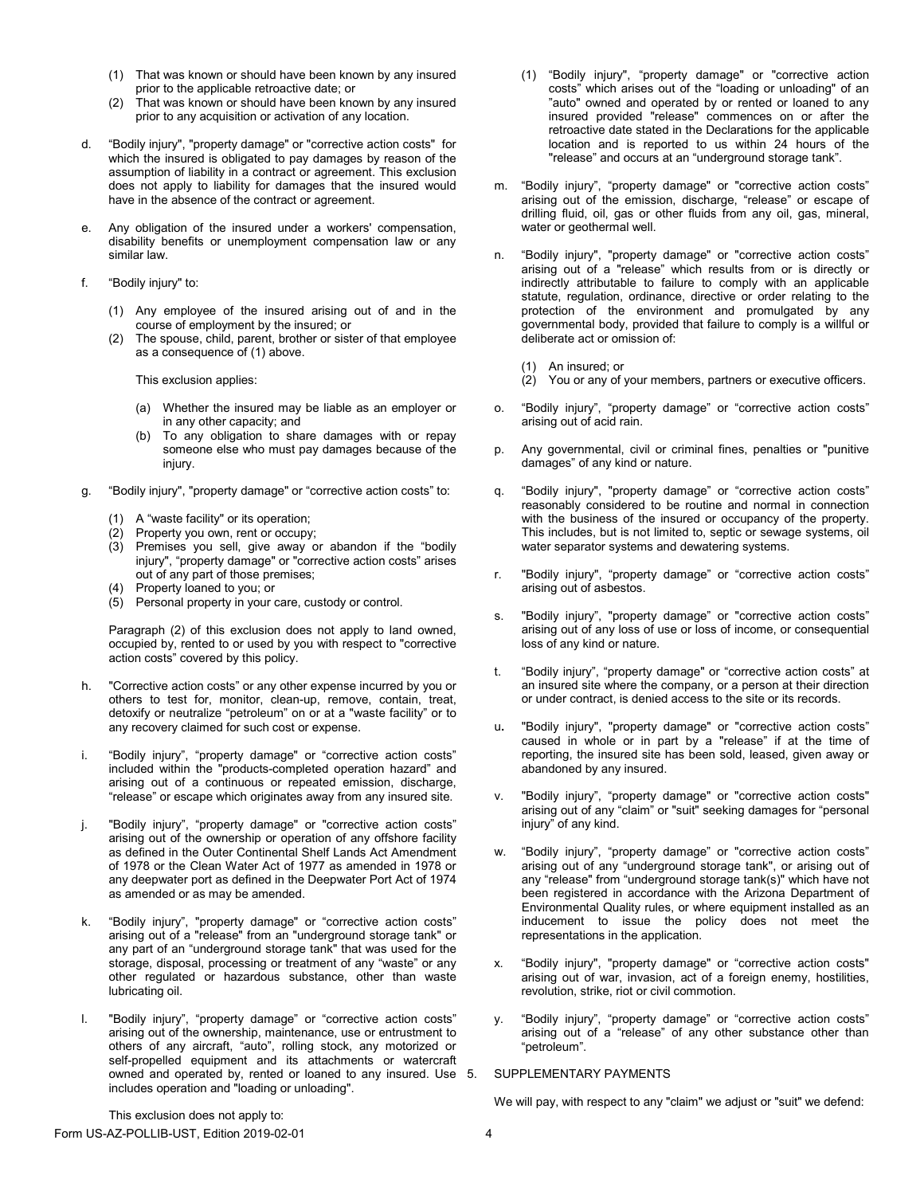(1) That was known or should have been known by any insured prior to the applicable retroactive date; or
(2) That was known or should have been known by any insured prior to any acquisition or activation of any location.

d. "Bodily injury", "property damage" or "corrective action costs" for which the insured is obligated to pay damages by reason of the assumption of liability in a contract or agreement. This exclusion does not apply to liability for damages that the insured would have in the absence of the contract or agreement.

e. Any obligation of the insured under a workers' compensation, disability benefits or unemployment compensation law or any similar law.

f. "Bodily injury" to:

(1) Any employee of the insured arising out of and in the course of employment by the insured; or
(2) The spouse, child, parent, brother or sister of that employee as a consequence of (1) above.

This exclusion applies:

(a) Whether the insured may be liable as an employer or in any other capacity; and
(b) To any obligation to share damages with or repay someone else who must pay damages because of the injury.

g. "Bodily injury", "property damage" or "corrective action costs" to:

(1) A "waste facility" or its operation;
(2) Property you own, rent or occupy;
(3) Premises you sell, give away or abandon if the "bodily injury", "property damage" or "corrective action costs" arises out of any part of those premises;
(4) Property loaned to you; or
(5) Personal property in your care, custody or control.

Paragraph (2) of this exclusion does not apply to land owned, occupied by, rented to or used by you with respect to "corrective action costs" covered by this policy.

h. "Corrective action costs" or any other expense incurred by you or others to test for, monitor, clean-up, remove, contain, treat, detoxify or neutralize "petroleum" on or at a "waste facility" or to any recovery claimed for such cost or expense.

i. "Bodily injury", "property damage" or "corrective action costs" included within the "products-completed operation hazard" and arising out of a continuous or repeated emission, discharge, "release" or escape which originates away from any insured site.

j. "Bodily injury", "property damage" or "corrective action costs" arising out of the ownership or operation of any offshore facility as defined in the Outer Continental Shelf Lands Act Amendment of 1978 or the Clean Water Act of 1977 as amended in 1978 or any deepwater port as defined in the Deepwater Port Act of 1974 as amended or as may be amended.

k. "Bodily injury", "property damage" or "corrective action costs" arising out of a "release" from an "underground storage tank" or any part of an "underground storage tank" that was used for the storage, disposal, processing or treatment of any "waste" or any other regulated or hazardous substance, other than waste lubricating oil.

l. "Bodily injury", "property damage" or "corrective action costs" arising out of the ownership, maintenance, use or entrustment to others of any aircraft, "auto", rolling stock, any motorized or self-propelled equipment and its attachments or watercraft owned and operated by, rented or loaned to any insured. Use includes operation and "loading or unloading".

This exclusion does not apply to:

(1) "Bodily injury", "property damage" or "corrective action costs" which arises out of the "loading or unloading" of an "auto" owned and operated by or rented or loaned to any insured provided "release" commences on or after the retroactive date stated in the Declarations for the applicable location and is reported to us within 24 hours of the "release" and occurs at an "underground storage tank".

m. "Bodily injury", "property damage" or "corrective action costs" arising out of the emission, discharge, "release" or escape of drilling fluid, oil, gas or other fluids from any oil, gas, mineral, water or geothermal well.

n. "Bodily injury", "property damage" or "corrective action costs" arising out of a "release" which results from or is directly or indirectly attributable to failure to comply with an applicable statute, regulation, ordinance, directive or order relating to the protection of the environment and promulgated by any governmental body, provided that failure to comply is a willful or deliberate act or omission of:

(1) An insured; or
(2) You or any of your members, partners or executive officers.

o. "Bodily injury", "property damage" or "corrective action costs" arising out of acid rain.

p. Any governmental, civil or criminal fines, penalties or "punitive damages" of any kind or nature.

q. "Bodily injury", "property damage" or "corrective action costs" reasonably considered to be routine and normal in connection with the business of the insured or occupancy of the property. This includes, but is not limited to, septic or sewage systems, oil water separator systems and dewatering systems.

r. "Bodily injury", "property damage" or "corrective action costs" arising out of asbestos.

s. "Bodily injury", "property damage" or "corrective action costs" arising out of any loss of use or loss of income, or consequential loss of any kind or nature.

t. "Bodily injury", "property damage" or "corrective action costs" at an insured site where the company, or a person at their direction or under contract, is denied access to the site or its records.

u. "Bodily injury", "property damage" or "corrective action costs" caused in whole or in part by a "release" if at the time of reporting, the insured site has been sold, leased, given away or abandoned by any insured.

v. "Bodily injury", "property damage" or "corrective action costs" arising out of any "claim" or "suit" seeking damages for "personal injury" of any kind.

w. "Bodily injury", "property damage" or "corrective action costs" arising out of any "underground storage tank", or arising out of any "release" from "underground storage tank(s)" which have not been registered in accordance with the Arizona Department of Environmental Quality rules, or where equipment installed as an inducement to issue the policy does not meet the representations in the application.

x. "Bodily injury", "property damage" or "corrective action costs" arising out of war, invasion, act of a foreign enemy, hostilities, revolution, strike, riot or civil commotion.

y. "Bodily injury", "property damage" or "corrective action costs" arising out of a "release" of any other substance other than "petroleum".

5. SUPPLEMENTARY PAYMENTS

We will pay, with respect to any "claim" we adjust or "suit" we defend: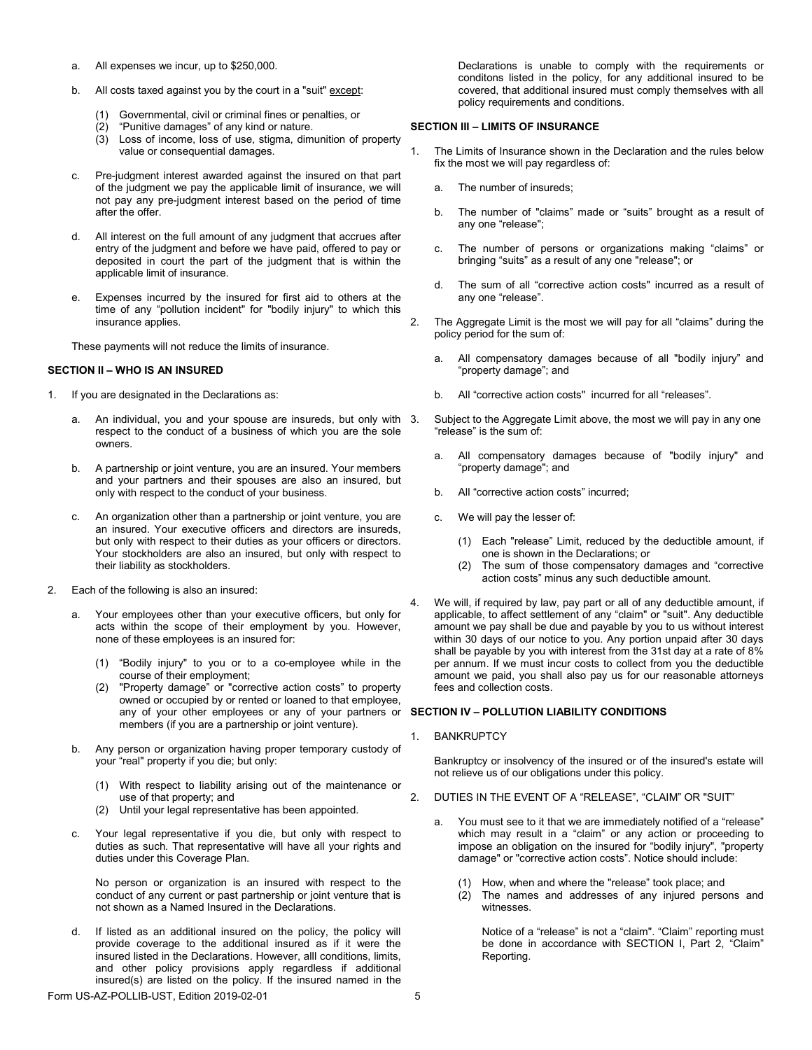a. All expenses we incur, up to $250,000.

b. All costs taxed against you by the court in a "suit" except:

   (1) Governmental, civil or criminal fines or penalties, or
   (2) "Punitive damages" of any kind or nature.
   (3) Loss of income, loss of use, stigma, dimunition of property value or consequential damages.

c. Pre-judgment interest awarded against the insured on that part of the judgment we pay the applicable limit of insurance, we will not pay any pre-judgment interest based on the period of time after the offer.

d. All interest on the full amount of any judgment that accrues after entry of the judgment and before we have paid, offered to pay or deposited in court the part of the judgment that is within the applicable limit of insurance.

e. Expenses incurred by the insured for first aid to others at the time of any "pollution incident" for "bodily injury" to which this insurance applies.

These payments will not reduce the limits of insurance.

**SECTION II – WHO IS AN INSURED**

1. If you are designated in the Declarations as:

   a. An individual, you and your spouse are insureds, but only with respect to the conduct of a business of which you are the sole owners.

   b. A partnership or joint venture, you are an insured. Your members and your partners and their spouses are also an insured, but only with respect to the conduct of your business.

   c. An organization other than a partnership or joint venture, you are an insured. Your executive officers and directors are insureds, but only with respect to their duties as your officers or directors. Your stockholders are also an insured, but only with respect to their liability as stockholders.

2. Each of the following is also an insured:

   a. Your employees other than your executive officers, but only for acts within the scope of their employment by you. However, none of these employees is an insured for:

      (1) "Bodily injury" to you or to a co-employee while in the course of their employment;
      (2) "Property damage" or "corrective action costs" to property owned or occupied by or rented or loaned to that employee, any of your other employees or any of your partners or members (if you are a partnership or joint venture).

   b. Any person or organization having proper temporary custody of your "real" property if you die; but only:

      (1) With respect to liability arising out of the maintenance or use of that property; and
      (2) Until your legal representative has been appointed.

   c. Your legal representative if you die, but only with respect to duties as such. That representative will have all your rights and duties under this Coverage Plan.

   No person or organization is an insured with respect to the conduct of any current or past partnership or joint venture that is not shown as a Named Insured in the Declarations.

   d. If listed as an additional insured on the policy, the policy will provide coverage to the additional insured as if it were the insured listed in the Declarations. However, alll conditions, limits, and other policy provisions apply regardless if additional insured(s) are listed on the policy. If the insured named in the Declarations is unable to comply with the requirements or conditons listed in the policy, for any additional insured to be covered, that additional insured must comply themselves with all policy requirements and conditions.

**SECTION III – LIMITS OF INSURANCE**

1. The Limits of Insurance shown in the Declaration and the rules below fix the most we will pay regardless of:

   a. The number of insureds;

   b. The number of "claims" made or "suits" brought as a result of any one "release";

   c. The number of persons or organizations making "claims" or bringing "suits" as a result of any one "release"; or

   d. The sum of all "corrective action costs" incurred as a result of any one "release".

2. The Aggregate Limit is the most we will pay for all "claims" during the policy period for the sum of:

   a. All compensatory damages because of all "bodily injury" and "property damage"; and

   b. All "corrective action costs" incurred for all "releases".

3. Subject to the Aggregate Limit above, the most we will pay in any one "release" is the sum of:

   a. All compensatory damages because of "bodily injury" and "property damage"; and

   b. All "corrective action costs" incurred;

   c. We will pay the lesser of:

      (1) Each "release" Limit, reduced by the deductible amount, if one is shown in the Declarations; or
      (2) The sum of those compensatory damages and "corrective action costs" minus any such deductible amount.

4. We will, if required by law, pay part or all of any deductible amount, if applicable, to affect settlement of any "claim" or "suit". Any deductible amount we pay shall be due and payable by you to us without interest within 30 days of our notice to you. Any portion unpaid after 30 days shall be payable by you with interest from the 31st day at a rate of 8% per annum. If we must incur costs to collect from you the deductible amount we paid, you shall also pay us for our reasonable attorneys fees and collection costs.

**SECTION IV – POLLUTION LIABILITY CONDITIONS**

1. BANKRUPTCY

   Bankruptcy or insolvency of the insured or of the insured's estate will not relieve us of our obligations under this policy.

2. DUTIES IN THE EVENT OF A "RELEASE", "CLAIM" OR "SUIT"

   a. You must see to it that we are immediately notified of a "release" which may result in a "claim" or any action or proceeding to impose an obligation on the insured for "bodily injury", "property damage" or "corrective action costs". Notice should include:

      (1) How, when and where the "release" took place; and
      (2) The names and addresses of any injured persons and witnesses.

      Notice of a "release" is not a "claim". "Claim" reporting must be done in accordance with SECTION I, Part 2, "Claim" Reporting.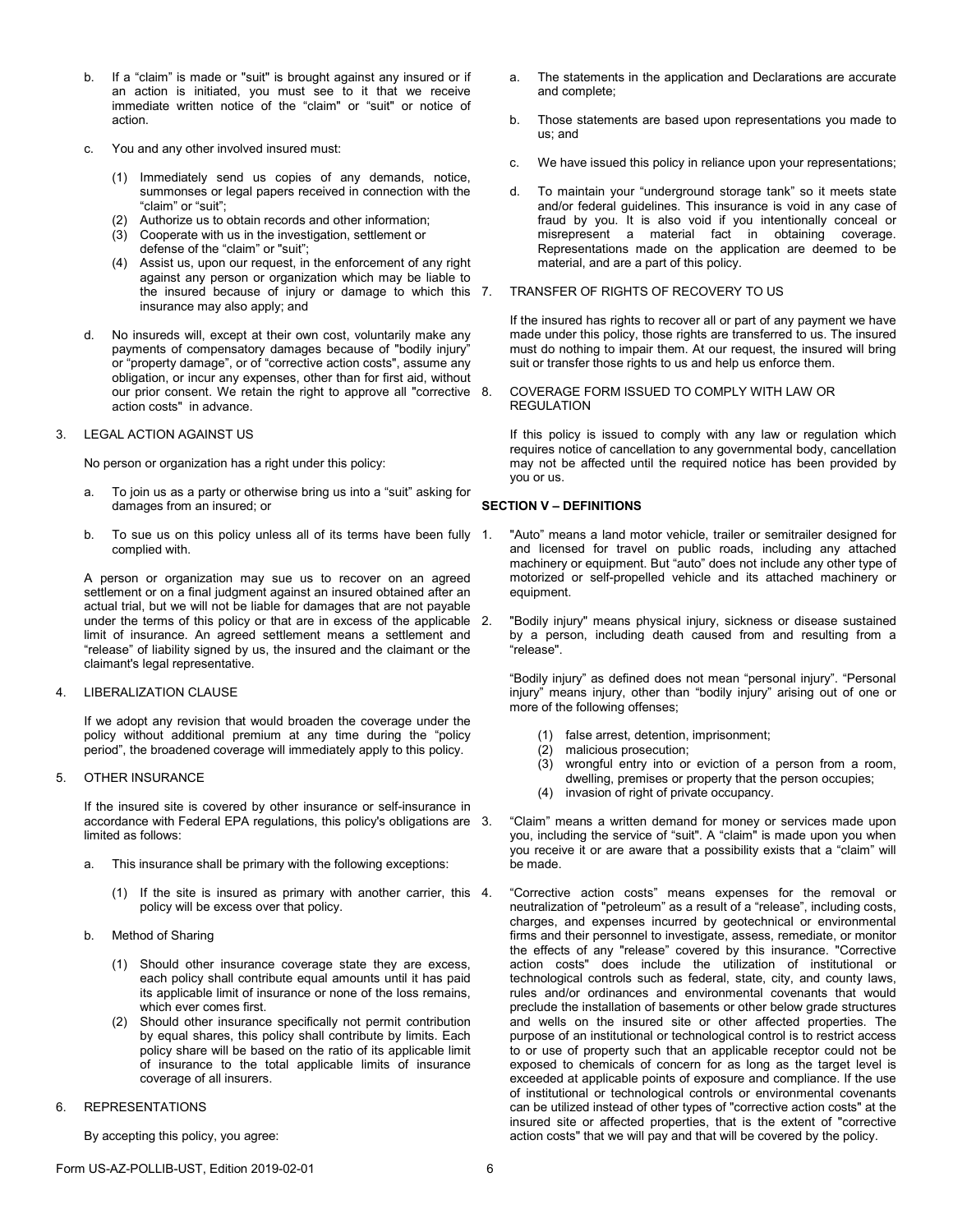b. If a "claim" is made or "suit" is brought against any insured or if an action is initiated, you must see to it that we receive immediate written notice of the "claim" or "suit" or notice of action.

c. You and any other involved insured must:

   (1) Immediately send us copies of any demands, notice, summonses or legal papers received in connection with the "claim" or "suit";
   (2) Authorize us to obtain records and other information;
   (3) Cooperate with us in the investigation, settlement or defense of the "claim" or "suit";
   (4) Assist us, upon our request, in the enforcement of any right against any person or organization which may be liable to the insured because of injury or damage to which this insurance may also apply; and

d. No insureds will, except at their own cost, voluntarily make any payments of compensatory damages because of "bodily injury" or "property damage", or of "corrective action costs", assume any obligation, or incur any expenses, other than for first aid, without our prior consent. We retain the right to approve all "corrective action costs" in advance.

3. LEGAL ACTION AGAINST US

No person or organization has a right under this policy:

a. To join us as a party or otherwise bring us into a "suit" asking for damages from an insured; or

b. To sue us on this policy unless all of its terms have been fully complied with.

A person or organization may sue us to recover on an agreed settlement or on a final judgment against an insured obtained after an actual trial, but we will not be liable for damages that are not payable under the terms of this policy or that are in excess of the applicable limit of insurance. An agreed settlement means a settlement and "release" of liability signed by us, the insured and the claimant or the claimant's legal representative.

4. LIBERALIZATION CLAUSE

If we adopt any revision that would broaden the coverage under the policy without additional premium at any time during the "policy period", the broadened coverage will immediately apply to this policy.

5. OTHER INSURANCE

If the insured site is covered by other insurance or self-insurance in accordance with Federal EPA regulations, this policy's obligations are limited as follows:

a. This insurance shall be primary with the following exceptions:

   (1) If the site is insured as primary with another carrier, this policy will be excess over that policy.

b. Method of Sharing

   (1) Should other insurance coverage state they are excess, each policy shall contribute equal amounts until it has paid its applicable limit of insurance or none of the loss remains, which ever comes first.
   (2) Should other insurance specifically not permit contribution by equal shares, this policy shall contribute by limits. Each policy share will be based on the ratio of its applicable limit of insurance to the total applicable limits of insurance coverage of all insurers.

6. REPRESENTATIONS

By accepting this policy, you agree:

a. The statements in the application and Declarations are accurate and complete;

b. Those statements are based upon representations you made to us; and

c. We have issued this policy in reliance upon your representations;

d. To maintain your "underground storage tank" so it meets state and/or federal guidelines. This insurance is void in any case of fraud by you. It is also void if you intentionally conceal or misrepresent a material fact in obtaining coverage. Representations made on the application are deemed to be material, and are a part of this policy.

7. TRANSFER OF RIGHTS OF RECOVERY TO US

If the insured has rights to recover all or part of any payment we have made under this policy, those rights are transferred to us. The insured must do nothing to impair them. At our request, the insured will bring suit or transfer those rights to us and help us enforce them.

8. COVERAGE FORM ISSUED TO COMPLY WITH LAW OR REGULATION

If this policy is issued to comply with any law or regulation which requires notice of cancellation to any governmental body, cancellation may not be affected until the required notice has been provided by you or us.

## SECTION V – DEFINITIONS

1. "Auto" means a land motor vehicle, trailer or semitrailer designed for and licensed for travel on public roads, including any attached machinery or equipment. But "auto" does not include any other type of motorized or self-propelled vehicle and its attached machinery or equipment.

2. "Bodily injury" means physical injury, sickness or disease sustained by a person, including death caused from and resulting from a "release".

   "Bodily injury" as defined does not mean "personal injury". "Personal injury" means injury, other than "bodily injury" arising out of one or more of the following offenses;

   (1) false arrest, detention, imprisonment;
   (2) malicious prosecution;
   (3) wrongful entry into or eviction of a person from a room, dwelling, premises or property that the person occupies;
   (4) invasion of right of private occupancy.

3. "Claim" means a written demand for money or services made upon you, including the service of "suit". A "claim" is made upon you when you receive it or are aware that a possibility exists that a "claim" will be made.

4. "Corrective action costs" means expenses for the removal or neutralization of "petroleum" as a result of a "release", including costs, charges, and expenses incurred by geotechnical or environmental firms and their personnel to investigate, assess, remediate, or monitor the effects of any "release" covered by this insurance. "Corrective action costs" does include the utilization of institutional or technological controls such as federal, state, city, and county laws, rules and/or ordinances and environmental covenants that would preclude the installation of basements or other below grade structures and wells on the insured site or other affected properties. The purpose of an institutional or technological control is to restrict access to or use of property such that an applicable receptor could not be exposed to chemicals of concern for as long as the target level is exceeded at applicable points of exposure and compliance. If the use of institutional or technological controls or environmental covenants can be utilized instead of other types of "corrective action costs" at the insured site or affected properties, that is the extent of "corrective action costs" that we will pay and that will be covered by the policy.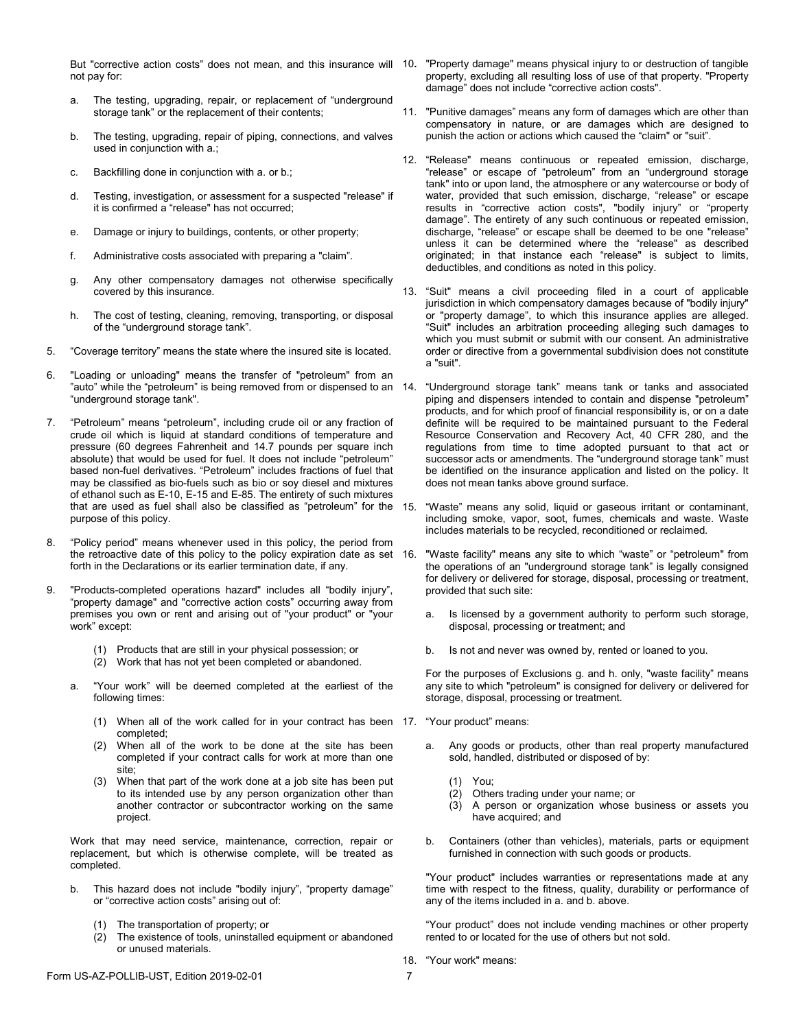But "corrective action costs" does not mean, and this insurance will not pay for:

a. The testing, upgrading, repair, or replacement of "underground storage tank" or the replacement of their contents;

b. The testing, upgrading, repair of piping, connections, and valves used in conjunction with a.;

c. Backfilling done in conjunction with a. or b.;

d. Testing, investigation, or assessment for a suspected "release" if it is confirmed a "release" has not occurred;

e. Damage or injury to buildings, contents, or other property;

f. Administrative costs associated with preparing a "claim".

g. Any other compensatory damages not otherwise specifically covered by this insurance.

h. The cost of testing, cleaning, removing, transporting, or disposal of the "underground storage tank".

5. "Coverage territory" means the state where the insured site is located.

6. "Loading or unloading" means the transfer of "petroleum" from an "auto" while the "petroleum" is being removed from or dispensed to an "underground storage tank".

7. "Petroleum" means "petroleum", including crude oil or any fraction of crude oil which is liquid at standard conditions of temperature and pressure (60 degrees Fahrenheit and 14.7 pounds per square inch absolute) that would be used for fuel. It does not include "petroleum" based non-fuel derivatives. "Petroleum" includes fractions of fuel that may be classified as bio-fuels such as bio or soy diesel and mixtures of ethanol such as E-10, E-15 and E-85. The entirety of such mixtures that are used as fuel shall also be classified as "petroleum" for the purpose of this policy.

8. "Policy period" means whenever used in this policy, the period from the retroactive date of this policy to the policy expiration date as set forth in the Declarations or its earlier termination date, if any.

9. "Products-completed operations hazard" includes all "bodily injury", "property damage" and "corrective action costs" occurring away from premises you own or rent and arising out of "your product" or "your work" except:

   (1) Products that are still in your physical possession; or
   (2) Work that has not yet been completed or abandoned.

   a. "Your work" will be deemed completed at the earliest of the following times:

      (1) When all of the work called for in your contract has been completed;
      (2) When all of the work to be done at the site has been completed if your contract calls for work at more than one site;
      (3) When that part of the work done at a job site has been put to its intended use by any person organization other than another contractor or subcontractor working on the same project.

   Work that may need service, maintenance, correction, repair or replacement, but which is otherwise complete, will be treated as completed.

   b. This hazard does not include "bodily injury", "property damage" or "corrective action costs" arising out of:

      (1) The transportation of property; or
      (2) The existence of tools, uninstalled equipment or abandoned or unused materials.

10. "Property damage" means physical injury to or destruction of tangible property, excluding all resulting loss of use of that property. "Property damage" does not include "corrective action costs".

11. "Punitive damages" means any form of damages which are other than compensatory in nature, or are damages which are designed to punish the action or actions which caused the "claim" or "suit".

12. "Release" means continuous or repeated emission, discharge, "release" or escape of "petroleum" from an "underground storage tank" into or upon land, the atmosphere or any watercourse or body of water, provided that such emission, discharge, "release" or escape results in "corrective action costs", "bodily injury" or "property damage". The entirety of any such continuous or repeated emission, discharge, "release" or escape shall be deemed to be one "release" unless it can be determined where the "release" as described originated; in that instance each "release" is subject to limits, deductibles, and conditions as noted in this policy.

13. "Suit" means a civil proceeding filed in a court of applicable jurisdiction in which compensatory damages because of "bodily injury" or "property damage", to which this insurance applies are alleged. "Suit" includes an arbitration proceeding alleging such damages to which you must submit or submit with our consent. An administrative order or directive from a governmental subdivision does not constitute a "suit".

14. "Underground storage tank" means tank or tanks and associated piping and dispensers intended to contain and dispense "petroleum" products, and for which proof of financial responsibility is, or on a date definite will be required to be maintained pursuant to the Federal Resource Conservation and Recovery Act, 40 CFR 280, and the regulations from time to time adopted pursuant to that act or successor acts or amendments. The "underground storage tank" must be identified on the insurance application and listed on the policy. It does not mean tanks above ground surface.

15. "Waste" means any solid, liquid or gaseous irritant or contaminant, including smoke, vapor, soot, fumes, chemicals and waste. Waste includes materials to be recycled, reconditioned or reclaimed.

16. "Waste facility" means any site to which "waste" or "petroleum" from the operations of an "underground storage tank" is legally consigned for delivery or delivered for storage, disposal, processing or treatment, provided that such site:

   a. Is licensed by a government authority to perform such storage, disposal, processing or treatment; and

   b. Is not and never was owned by, rented or loaned to you.

   For the purposes of Exclusions g. and h. only, "waste facility" means any site to which "petroleum" is consigned for delivery or delivered for storage, disposal, processing or treatment.

17. "Your product" means:

   a. Any goods or products, other than real property manufactured sold, handled, distributed or disposed of by:

      (1) You;
      (2) Others trading under your name; or
      (3) A person or organization whose business or assets you have acquired; and

   b. Containers (other than vehicles), materials, parts or equipment furnished in connection with such goods or products.

   "Your product" includes warranties or representations made at any time with respect to the fitness, quality, durability or performance of any of the items included in a. and b. above.

   "Your product" does not include vending machines or other property rented to or located for the use of others but not sold.

18. "Your work" means: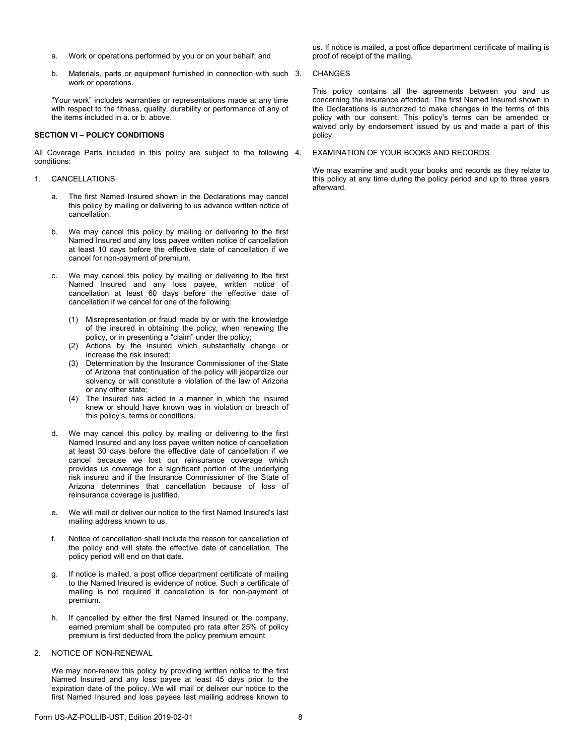a. Work or operations performed by you or on your behalf; and

b. Materials, parts or equipment furnished in connection with such work or operations.

"Your work" includes warranties or representations made at any time with respect to the fitness, quality, durability or performance of any of the items included in a. or b. above.

**SECTION VI – POLICY CONDITIONS**

All Coverage Parts included in this policy are subject to the following conditions:

1. CANCELLATIONS

   a. The first Named Insured shown in the Declarations may cancel this policy by mailing or delivering to us advance written notice of cancellation.

   b. We may cancel this policy by mailing or delivering to the first Named Insured and any loss payee written notice of cancellation at least 10 days before the effective date of cancellation if we cancel for non-payment of premium.

   c. We may cancel this policy by mailing or delivering to the first Named Insured and any loss payee, written notice of cancellation at least 60 days before the effective date of cancellation if we cancel for one of the following:

      (1) Misrepresentation or fraud made by or with the knowledge of the insured in obtaining the policy, when renewing the policy, or in presenting a "claim" under the policy;
      (2) Actions by the insured which substantially change or increase the risk insured;
      (3) Determination by the Insurance Commissioner of the State of Arizona that continuation of the policy will jeopardize our solvency or will constitute a violation of the law of Arizona or any other state;
      (4) The insured has acted in a manner in which the insured knew or should have known was in violation or breach of this policy's, terms or conditions.

   d. We may cancel this policy by mailing or delivering to the first Named Insured and any loss payee written notice of cancellation at least 30 days before the effective date of cancellation if we cancel because we lost our reinsurance coverage which provides us coverage for a significant portion of the underlying risk insured and if the Insurance Commissioner of the State of Arizona determines that cancellation because of loss of reinsurance coverage is justified.

   e. We will mail or deliver our notice to the first Named Insured's last mailing address known to us.

   f. Notice of cancellation shall include the reason for cancellation of the policy and will state the effective date of cancellation. The policy period will end on that date.

   g. If notice is mailed, a post office department certificate of mailing to the Named Insured is evidence of notice. Such a certificate of mailing is not required if cancellation is for non-payment of premium.

   h. If cancelled by either the first Named Insured or the company, earned premium shall be computed pro rata after 25% of policy premium is first deducted from the policy premium amount.

2. NOTICE OF NON-RENEWAL

   We may non-renew this policy by providing written notice to the first Named Insured and any loss payee at least 45 days prior to the expiration date of the policy. We will mail or deliver our notice to the first Named Insured and loss payees last mailing address known to us. If notice is mailed, a post office department certificate of mailing is proof of receipt of the mailing.

3. CHANGES

   This policy contains all the agreements between you and us concerning the insurance afforded. The first Named Insured shown in the Declarations is authorized to make changes in the terms of this policy with our consent. This policy's terms can be amended or waived only by endorsement issued by us and made a part of this policy.

4. EXAMINATION OF YOUR BOOKS AND RECORDS

   We may examine and audit your books and records as they relate to this policy at any time during the policy period and up to three years afterward.

Form US-AZ-POLLIB-UST, Edition 2019-02-01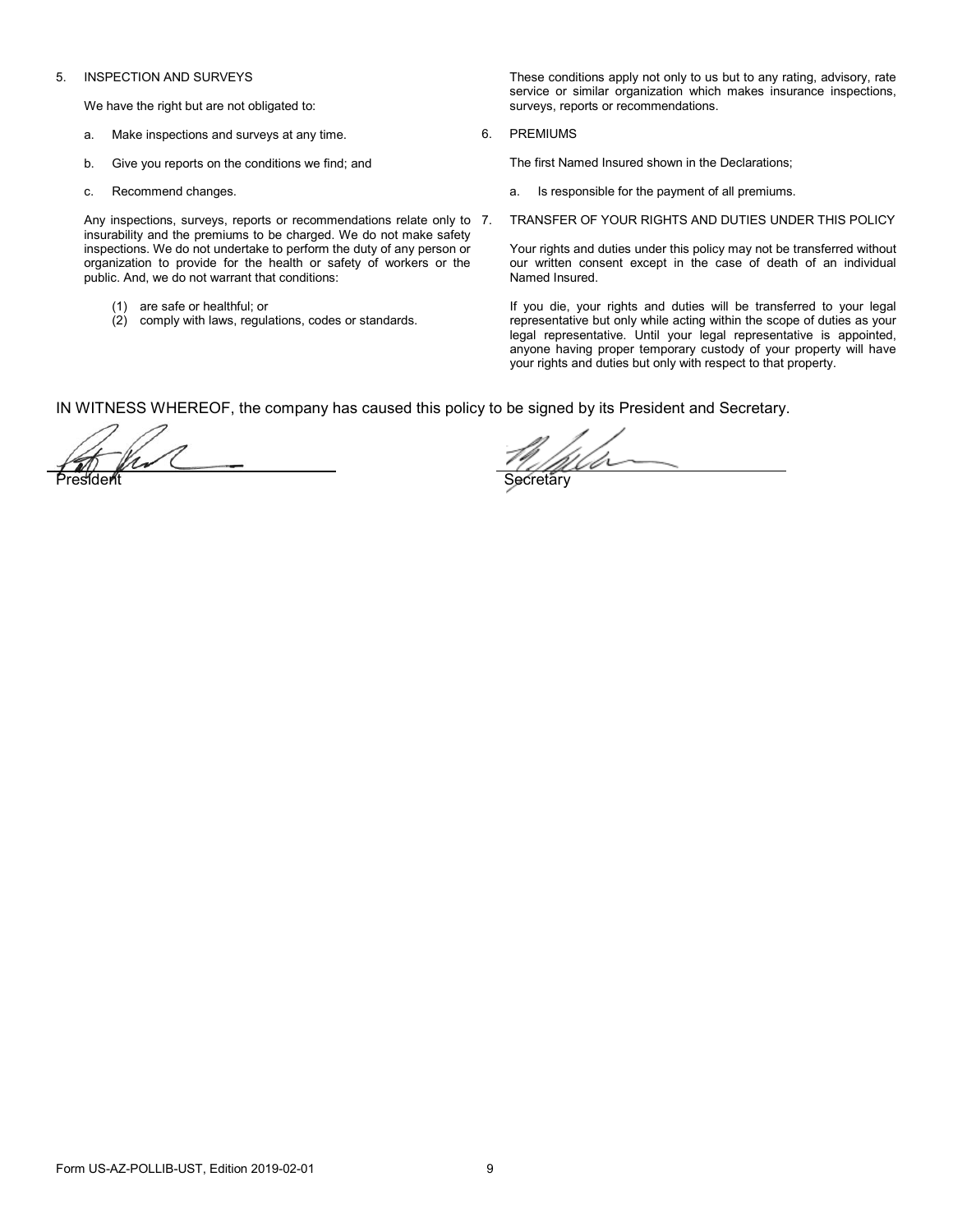5. INSPECTION AND SURVEYS

   We have the right but are not obligated to:

   a. Make inspections and surveys at any time.

   b. Give you reports on the conditions we find; and

   c. Recommend changes.

   Any inspections, surveys, reports or recommendations relate only to insurability and the premiums to be charged. We do not make safety inspections. We do not undertake to perform the duty of any person or organization to provide for the health or safety of workers or the public. And, we do not warrant that conditions:

   (1) are safe or healthful; or
   (2) comply with laws, regulations, codes or standards.

   These conditions apply not only to us but to any rating, advisory, rate service or similar organization which makes insurance inspections, surveys, reports or recommendations.

6. PREMIUMS

   The first Named Insured shown in the Declarations;

   a. Is responsible for the payment of all premiums.

7. TRANSFER OF YOUR RIGHTS AND DUTIES UNDER THIS POLICY

   Your rights and duties under this policy may not be transferred without our written consent except in the case of death of an individual Named Insured.

   If you die, your rights and duties will be transferred to your legal representative but only while acting within the scope of duties as your legal representative. Until your legal representative is appointed, anyone having proper temporary custody of your property will have your rights and duties but only with respect to that property.

IN WITNESS WHEREOF, the company has caused this policy to be signed by its President and Secretary.

President

Secretary

Form US-AZ-POLLIB-UST, Edition 2019-02-01